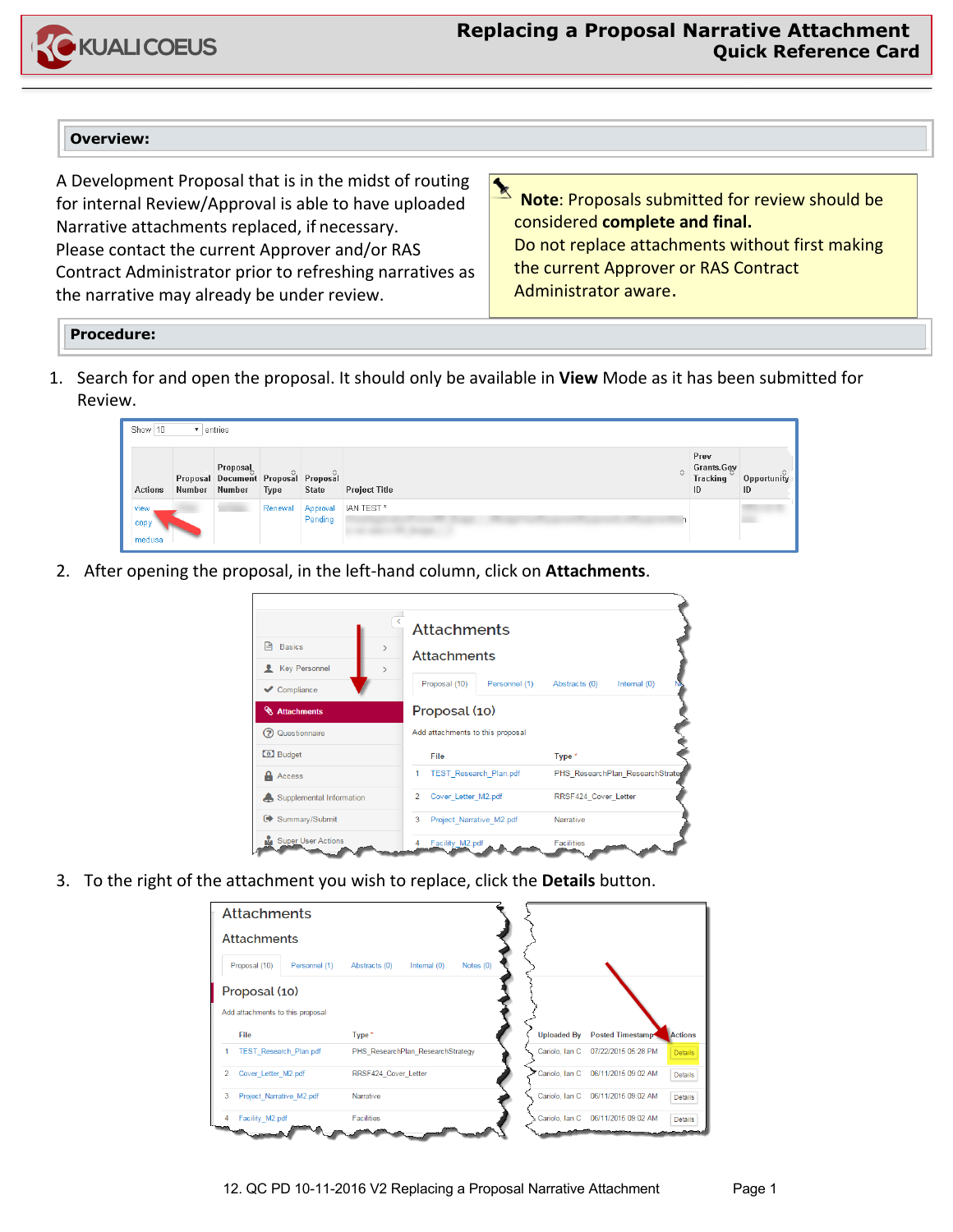# Replacing a Proposal Narrative Attachment
## Quick Reference Card

## Overview:

A Development Proposal that is in the midst of routing for internal Review/Approval is able to have uploaded Narrative attachments replaced, if necessary.
Please contact the current Approver and/or RAS Contract Administrator prior to refreshing narratives as the narrative may already be under review.

> **Note**: Proposals submitted for review should be considered **complete and final.**
> Do not replace attachments without first making the current Approver or RAS Contract Administrator aware.

## Procedure:

1. Search for and open the proposal. It should only be available in **View** Mode as it has been submitted for Review.

2. After opening the proposal, in the left-hand column, click on **Attachments**.

3. To the right of the attachment you wish to replace, click the **Details** button.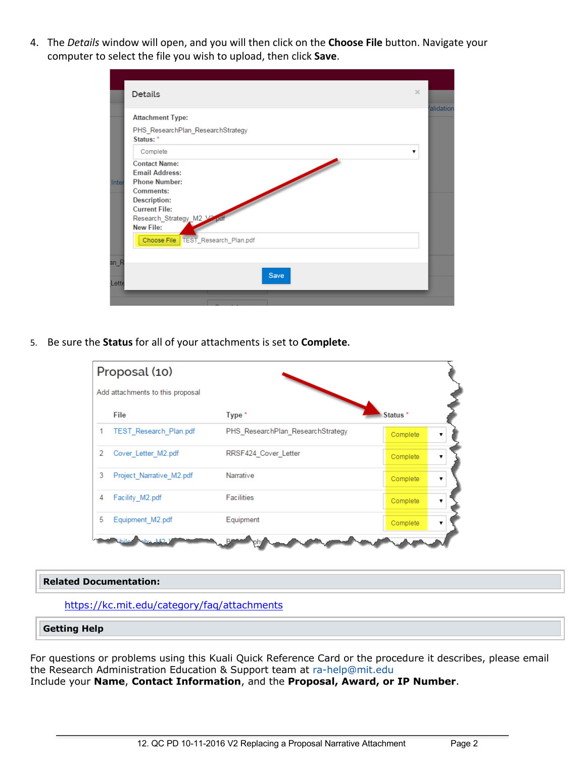4. The *Details* window will open, and you will then click on the **Choose File** button. Navigate your computer to select the file you wish to upload, then click **Save**.

5. Be sure the **Status** for all of your attachments is set to **Complete.**

**Related Documentation:**

https://kc.mit.edu/category/faq/attachments

**Getting Help**

For questions or problems using this Kuali Quick Reference Card or the procedure it describes, please email the Research Administration Education & Support team at ra-help@mit.edu
Include your **Name**, **Contact Information**, and the **Proposal, Award, or IP Number**.